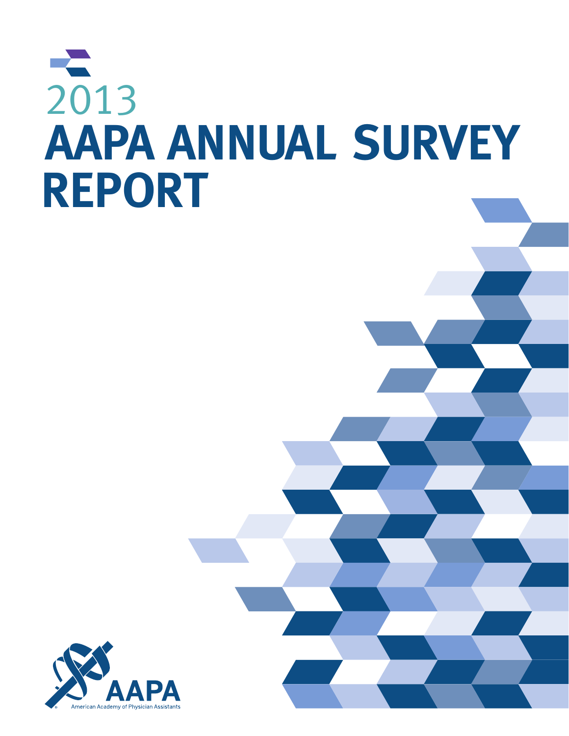# 2013 AAPA ANNUAL SURVEY REPORT

AAPA

American Academy of Physician Assistants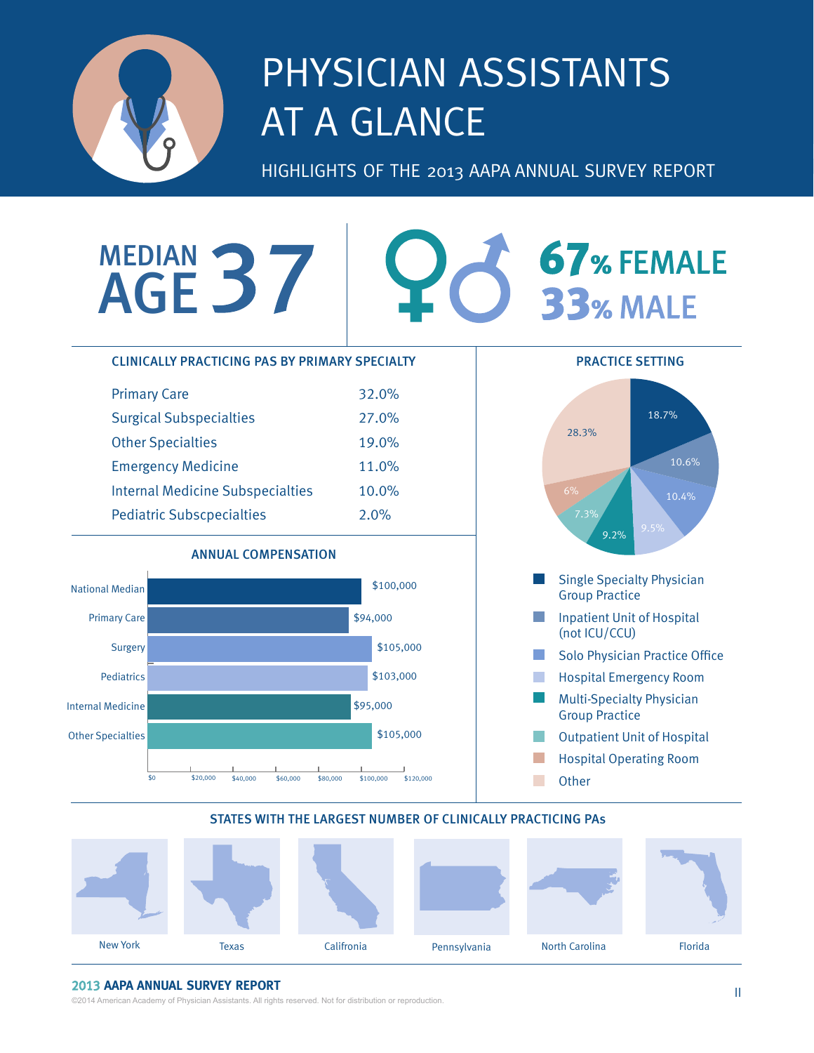# PHYSICIAN ASSISTANTS AT A GLANCE

HIGHLIGHTS OF THE 2013 AAPA ANNUAL SURVEY REPORT

**MEDIAN AGE 37**

**67% FEMALE**
**33% MALE**

## CLINICALLY PRACTICING PAS BY PRIMARY SPECIALTY

| Specialty | Percent |
|---|---|
| Primary Care | 32.0% |
| Surgical Subspecialties | 27.0% |
| Other Specialties | 19.0% |
| Emergency Medicine | 11.0% |
| Internal Medicine Subspecialties | 10.0% |
| Pediatric Subscpecialties | 2.0% |

## PRACTICE SETTING

| Setting | Percent |
|---|---|
| Single Specialty Physician Group Practice | 18.7% |
| Inpatient Unit of Hospital (not ICU/CCU) | 10.6% |
| Solo Physician Practice Office | 10.4% |
| Hospital Emergency Room | 9.5% |
| Multi-Specialty Physician Group Practice | 9.2% |
| Outpatient Unit of Hospital | 7.3% |
| Hospital Operating Room | 6% |
| Other | 28.3% |

## ANNUAL COMPENSATION

| Category | Compensation |
|---|---|
| National Median | $100,000 |
| Primary Care | $94,000 |
| Surgery | $105,000 |
| Pediatrics | $103,000 |
| Internal Medicine | $95,000 |
| Other Specialties | $105,000 |

## STATES WITH THE LARGEST NUMBER OF CLINICALLY PRACTICING PAs

New York, Texas, Califronia, Pennsylvania, North Carolina, Florida

**2013 AAPA ANNUAL SURVEY REPORT**

©2014 American Academy of Physician Assistants. All rights reserved. Not for distribution or reproduction.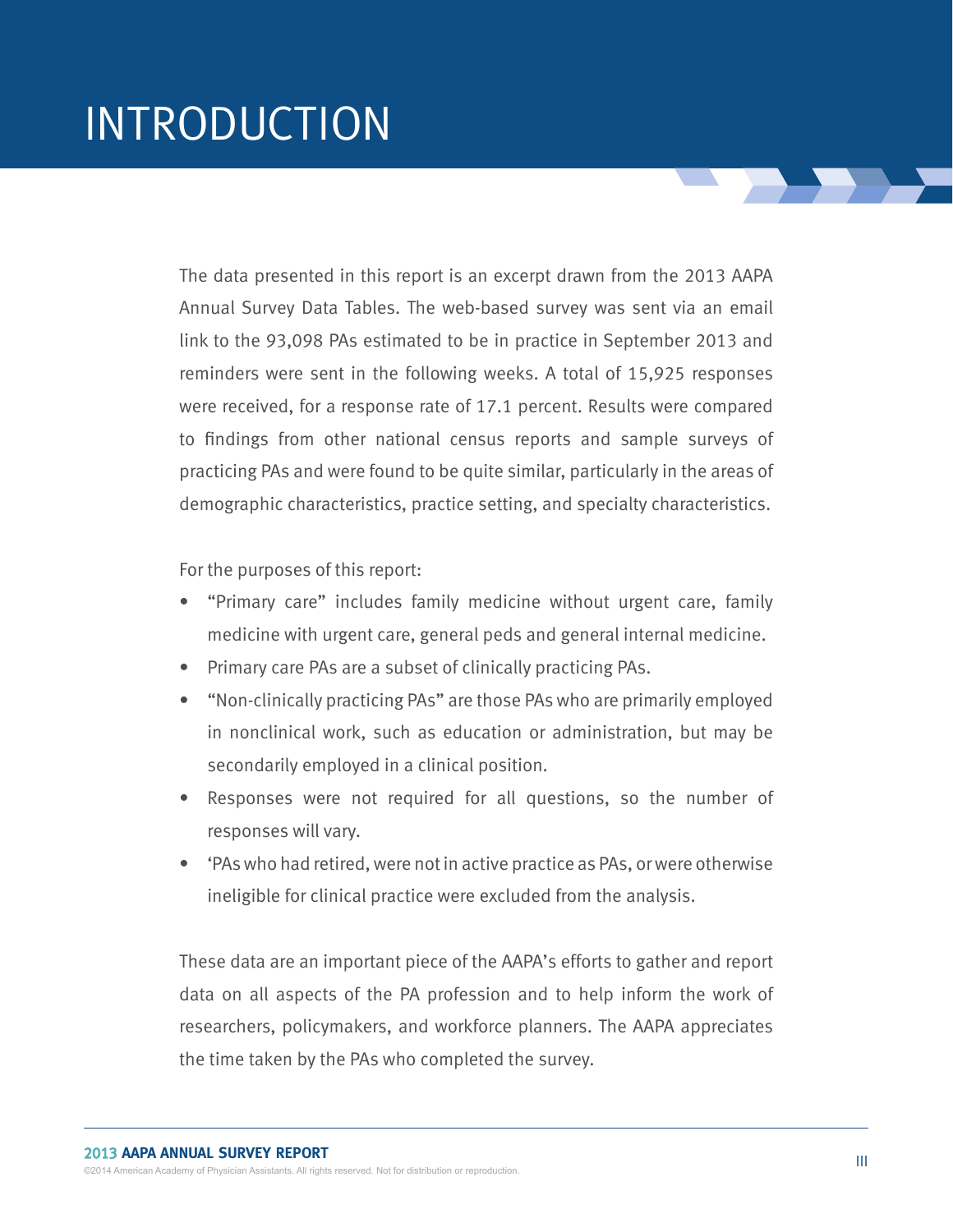# INTRODUCTION

The data presented in this report is an excerpt drawn from the 2013 AAPA Annual Survey Data Tables. The web-based survey was sent via an email link to the 93,098 PAs estimated to be in practice in September 2013 and reminders were sent in the following weeks. A total of 15,925 responses were received, for a response rate of 17.1 percent. Results were compared to findings from other national census reports and sample surveys of practicing PAs and were found to be quite similar, particularly in the areas of demographic characteristics, practice setting, and specialty characteristics.

For the purposes of this report:

- "Primary care" includes family medicine without urgent care, family medicine with urgent care, general peds and general internal medicine.
- Primary care PAs are a subset of clinically practicing PAs.
- "Non-clinically practicing PAs" are those PAs who are primarily employed in nonclinical work, such as education or administration, but may be secondarily employed in a clinical position.
- Responses were not required for all questions, so the number of responses will vary.
- 'PAs who had retired, were not in active practice as PAs, or were otherwise ineligible for clinical practice were excluded from the analysis.

These data are an important piece of the AAPA's efforts to gather and report data on all aspects of the PA profession and to help inform the work of researchers, policymakers, and workforce planners. The AAPA appreciates the time taken by the PAs who completed the survey.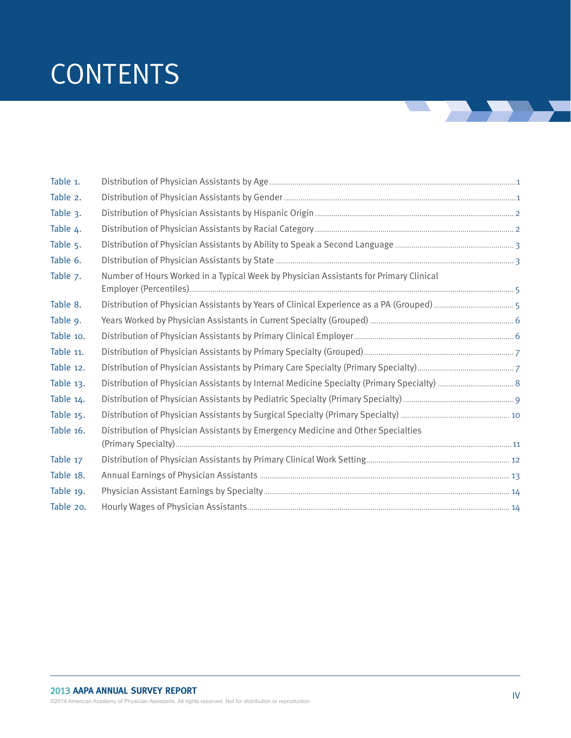# CONTENTS

| | | |
|---|---|---|
| Table 1. | Distribution of Physician Assistants by Age | 1 |
| Table 2. | Distribution of Physician Assistants by Gender | 1 |
| Table 3. | Distribution of Physician Assistants by Hispanic Origin | 2 |
| Table 4. | Distribution of Physician Assistants by Racial Category | 2 |
| Table 5. | Distribution of Physician Assistants by Ability to Speak a Second Language | 3 |
| Table 6. | Distribution of Physician Assistants by State | 3 |
| Table 7. | Number of Hours Worked in a Typical Week by Physician Assistants for Primary Clinical Employer (Percentiles) | 5 |
| Table 8. | Distribution of Physician Assistants by Years of Clinical Experience as a PA (Grouped) | 5 |
| Table 9. | Years Worked by Physician Assistants in Current Specialty (Grouped) | 6 |
| Table 10. | Distribution of Physician Assistants by Primary Clinical Employer | 6 |
| Table 11. | Distribution of Physician Assistants by Primary Specialty (Grouped) | 7 |
| Table 12. | Distribution of Physician Assistants by Primary Care Specialty (Primary Specialty) | 7 |
| Table 13. | Distribution of Physician Assistants by Internal Medicine Specialty (Primary Specialty) | 8 |
| Table 14. | Distribution of Physician Assistants by Pediatric Specialty (Primary Specialty) | 9 |
| Table 15. | Distribution of Physician Assistants by Surgical Specialty (Primary Specialty) | 10 |
| Table 16. | Distribution of Physician Assistants by Emergency Medicine and Other Specialties (Primary Specialty) | 11 |
| Table 17 | Distribution of Physician Assistants by Primary Clinical Work Setting | 12 |
| Table 18. | Annual Earnings of Physician Assistants | 13 |
| Table 19. | Physician Assistant Earnings by Specialty | 14 |
| Table 20. | Hourly Wages of Physician Assistants | 14 |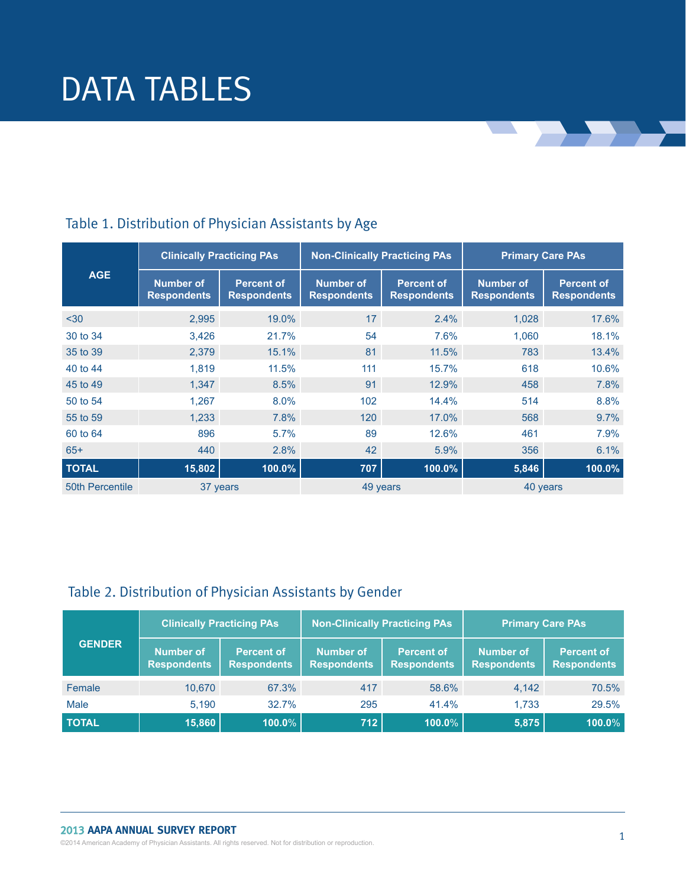# DATA TABLES

## Table 1. Distribution of Physician Assistants by Age

| AGE | Clinically Practicing PAs | | Non-Clinically Practicing PAs | | Primary Care PAs | |
|---|---|---|---|---|---|---|
| | Number of Respondents | Percent of Respondents | Number of Respondents | Percent of Respondents | Number of Respondents | Percent of Respondents |
| <30 | 2,995 | 19.0% | 17 | 2.4% | 1,028 | 17.6% |
| 30 to 34 | 3,426 | 21.7% | 54 | 7.6% | 1,060 | 18.1% |
| 35 to 39 | 2,379 | 15.1% | 81 | 11.5% | 783 | 13.4% |
| 40 to 44 | 1,819 | 11.5% | 111 | 15.7% | 618 | 10.6% |
| 45 to 49 | 1,347 | 8.5% | 91 | 12.9% | 458 | 7.8% |
| 50 to 54 | 1,267 | 8.0% | 102 | 14.4% | 514 | 8.8% |
| 55 to 59 | 1,233 | 7.8% | 120 | 17.0% | 568 | 9.7% |
| 60 to 64 | 896 | 5.7% | 89 | 12.6% | 461 | 7.9% |
| 65+ | 440 | 2.8% | 42 | 5.9% | 356 | 6.1% |
| **TOTAL** | **15,802** | **100.0%** | **707** | **100.0%** | **5,846** | **100.0%** |
| 50th Percentile | 37 years | | 49 years | | 40 years | |

## Table 2. Distribution of Physician Assistants by Gender

| GENDER | Clinically Practicing PAs | | Non-Clinically Practicing PAs | | Primary Care PAs | |
|---|---|---|---|---|---|---|
| | Number of Respondents | Percent of Respondents | Number of Respondents | Percent of Respondents | Number of Respondents | Percent of Respondents |
| Female | 10,670 | 67.3% | 417 | 58.6% | 4,142 | 70.5% |
| Male | 5,190 | 32.7% | 295 | 41.4% | 1,733 | 29.5% |
| **TOTAL** | **15,860** | **100.0%** | **712** | **100.0%** | **5,875** | **100.0%** |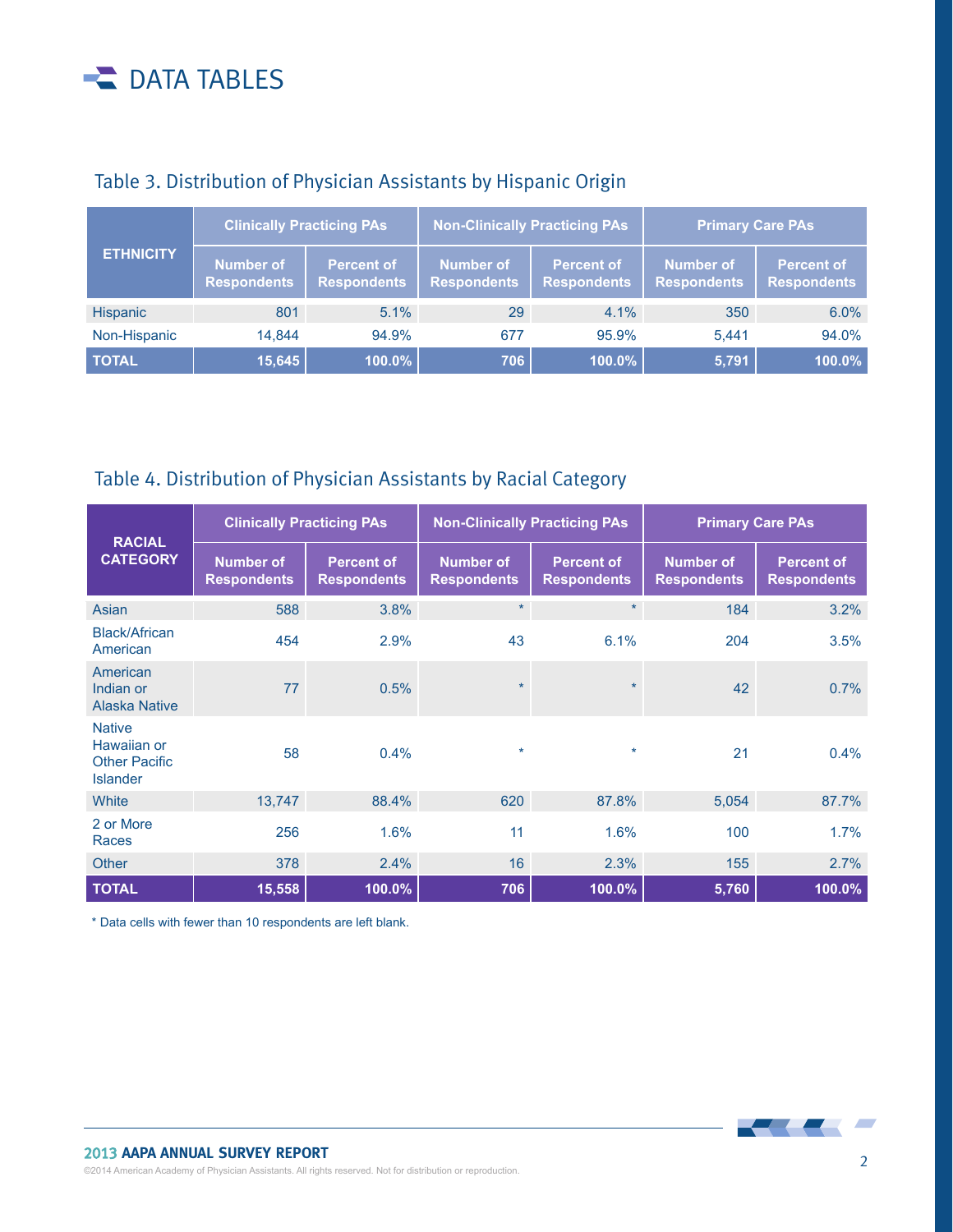# DATA TABLES

## Table 3. Distribution of Physician Assistants by Hispanic Origin

| ETHNICITY | Clinically Practicing PAs | | Non-Clinically Practicing PAs | | Primary Care PAs | |
|---|---|---|---|---|---|---|
| | Number of Respondents | Percent of Respondents | Number of Respondents | Percent of Respondents | Number of Respondents | Percent of Respondents |
| Hispanic | 801 | 5.1% | 29 | 4.1% | 350 | 6.0% |
| Non-Hispanic | 14,844 | 94.9% | 677 | 95.9% | 5,441 | 94.0% |
| **TOTAL** | **15,645** | **100.0%** | **706** | **100.0%** | **5,791** | **100.0%** |

## Table 4. Distribution of Physician Assistants by Racial Category

| RACIAL CATEGORY | Clinically Practicing PAs | | Non-Clinically Practicing PAs | | Primary Care PAs | |
|---|---|---|---|---|---|---|
| | Number of Respondents | Percent of Respondents | Number of Respondents | Percent of Respondents | Number of Respondents | Percent of Respondents |
| Asian | 588 | 3.8% | * | * | 184 | 3.2% |
| Black/African American | 454 | 2.9% | 43 | 6.1% | 204 | 3.5% |
| American Indian or Alaska Native | 77 | 0.5% | * | * | 42 | 0.7% |
| Native Hawaiian or Other Pacific Islander | 58 | 0.4% | * | * | 21 | 0.4% |
| White | 13,747 | 88.4% | 620 | 87.8% | 5,054 | 87.7% |
| 2 or More Races | 256 | 1.6% | 11 | 1.6% | 100 | 1.7% |
| Other | 378 | 2.4% | 16 | 2.3% | 155 | 2.7% |
| **TOTAL** | **15,558** | **100.0%** | **706** | **100.0%** | **5,760** | **100.0%** |

* Data cells with fewer than 10 respondents are left blank.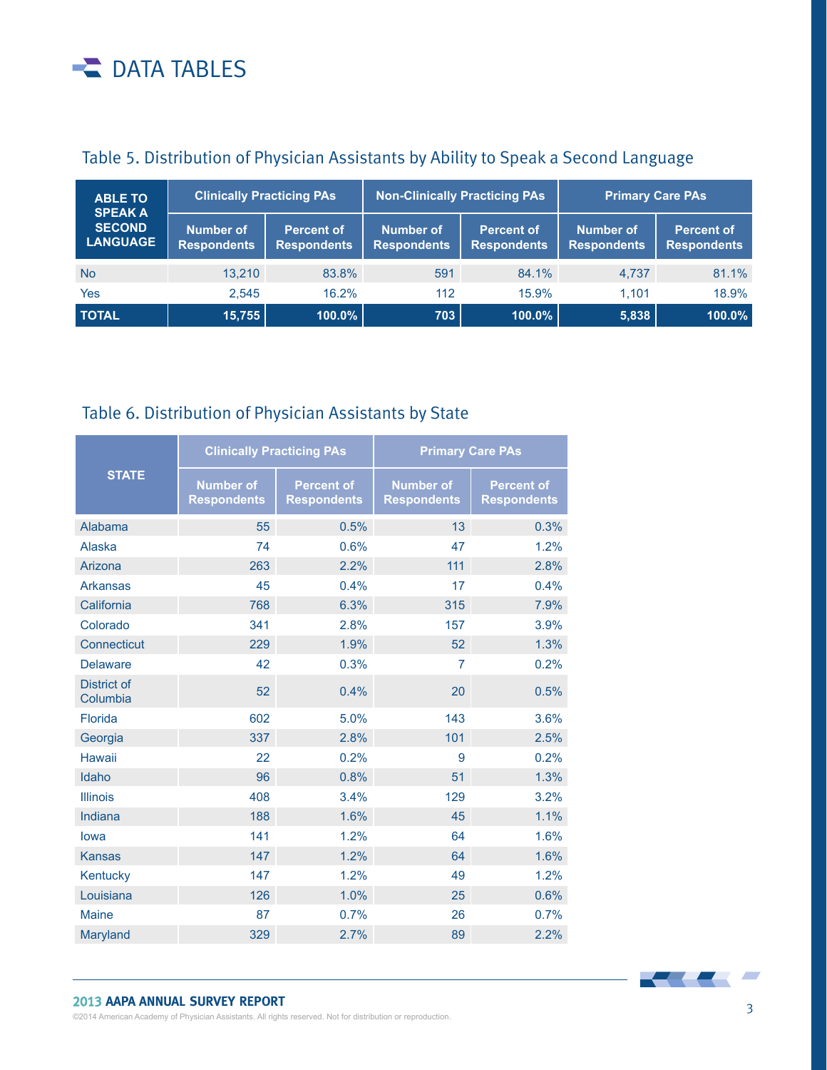# DATA TABLES

## Table 5. Distribution of Physician Assistants by Ability to Speak a Second Language

| ABLE TO SPEAK A SECOND LANGUAGE | Clinically Practicing PAs | | Non-Clinically Practicing PAs | | Primary Care PAs | |
|---|---|---|---|---|---|---|
| | Number of Respondents | Percent of Respondents | Number of Respondents | Percent of Respondents | Number of Respondents | Percent of Respondents |
| No | 13,210 | 83.8% | 591 | 84.1% | 4,737 | 81.1% |
| Yes | 2,545 | 16.2% | 112 | 15.9% | 1,101 | 18.9% |
| **TOTAL** | **15,755** | **100.0%** | **703** | **100.0%** | **5,838** | **100.0%** |

## Table 6. Distribution of Physician Assistants by State

| STATE | Clinically Practicing PAs | | Primary Care PAs | |
|---|---|---|---|---|
| | Number of Respondents | Percent of Respondents | Number of Respondents | Percent of Respondents |
| Alabama | 55 | 0.5% | 13 | 0.3% |
| Alaska | 74 | 0.6% | 47 | 1.2% |
| Arizona | 263 | 2.2% | 111 | 2.8% |
| Arkansas | 45 | 0.4% | 17 | 0.4% |
| California | 768 | 6.3% | 315 | 7.9% |
| Colorado | 341 | 2.8% | 157 | 3.9% |
| Connecticut | 229 | 1.9% | 52 | 1.3% |
| Delaware | 42 | 0.3% | 7 | 0.2% |
| District of Columbia | 52 | 0.4% | 20 | 0.5% |
| Florida | 602 | 5.0% | 143 | 3.6% |
| Georgia | 337 | 2.8% | 101 | 2.5% |
| Hawaii | 22 | 0.2% | 9 | 0.2% |
| Idaho | 96 | 0.8% | 51 | 1.3% |
| Illinois | 408 | 3.4% | 129 | 3.2% |
| Indiana | 188 | 1.6% | 45 | 1.1% |
| Iowa | 141 | 1.2% | 64 | 1.6% |
| Kansas | 147 | 1.2% | 64 | 1.6% |
| Kentucky | 147 | 1.2% | 49 | 1.2% |
| Louisiana | 126 | 1.0% | 25 | 0.6% |
| Maine | 87 | 0.7% | 26 | 0.7% |
| Maryland | 329 | 2.7% | 89 | 2.2% |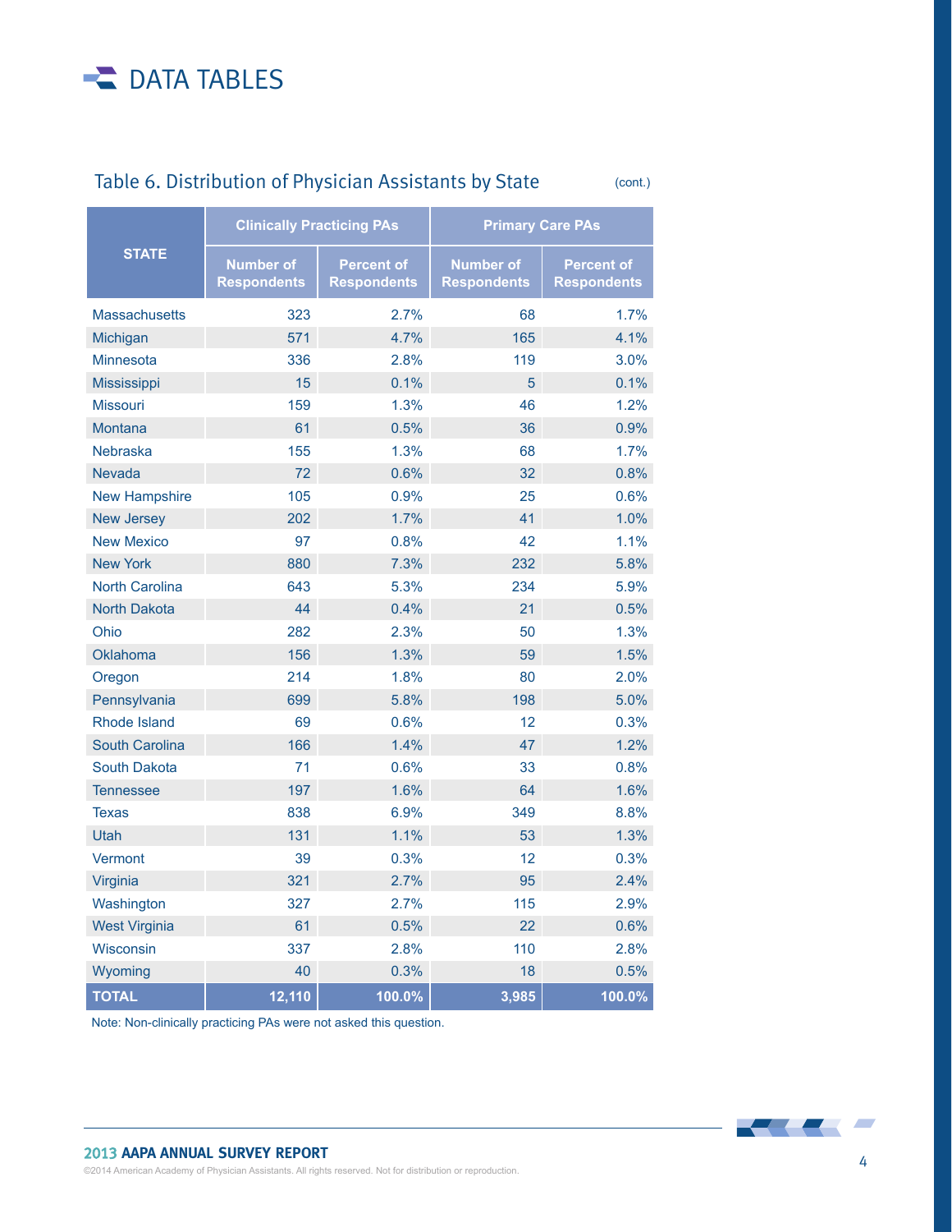# DATA TABLES

## Table 6. Distribution of Physician Assistants by State (cont.)

| STATE | Clinically Practicing PAs | | Primary Care PAs | |
|---|---|---|---|---|
| | Number of Respondents | Percent of Respondents | Number of Respondents | Percent of Respondents |
| Massachusetts | 323 | 2.7% | 68 | 1.7% |
| Michigan | 571 | 4.7% | 165 | 4.1% |
| Minnesota | 336 | 2.8% | 119 | 3.0% |
| Mississippi | 15 | 0.1% | 5 | 0.1% |
| Missouri | 159 | 1.3% | 46 | 1.2% |
| Montana | 61 | 0.5% | 36 | 0.9% |
| Nebraska | 155 | 1.3% | 68 | 1.7% |
| Nevada | 72 | 0.6% | 32 | 0.8% |
| New Hampshire | 105 | 0.9% | 25 | 0.6% |
| New Jersey | 202 | 1.7% | 41 | 1.0% |
| New Mexico | 97 | 0.8% | 42 | 1.1% |
| New York | 880 | 7.3% | 232 | 5.8% |
| North Carolina | 643 | 5.3% | 234 | 5.9% |
| North Dakota | 44 | 0.4% | 21 | 0.5% |
| Ohio | 282 | 2.3% | 50 | 1.3% |
| Oklahoma | 156 | 1.3% | 59 | 1.5% |
| Oregon | 214 | 1.8% | 80 | 2.0% |
| Pennsylvania | 699 | 5.8% | 198 | 5.0% |
| Rhode Island | 69 | 0.6% | 12 | 0.3% |
| South Carolina | 166 | 1.4% | 47 | 1.2% |
| South Dakota | 71 | 0.6% | 33 | 0.8% |
| Tennessee | 197 | 1.6% | 64 | 1.6% |
| Texas | 838 | 6.9% | 349 | 8.8% |
| Utah | 131 | 1.1% | 53 | 1.3% |
| Vermont | 39 | 0.3% | 12 | 0.3% |
| Virginia | 321 | 2.7% | 95 | 2.4% |
| Washington | 327 | 2.7% | 115 | 2.9% |
| West Virginia | 61 | 0.5% | 22 | 0.6% |
| Wisconsin | 337 | 2.8% | 110 | 2.8% |
| Wyoming | 40 | 0.3% | 18 | 0.5% |
| **TOTAL** | **12,110** | **100.0%** | **3,985** | **100.0%** |

Note: Non-clinically practicing PAs were not asked this question.

**2013 AAPA ANNUAL SURVEY REPORT**

©2014 American Academy of Physician Assistants. All rights reserved. Not for distribution or reproduction.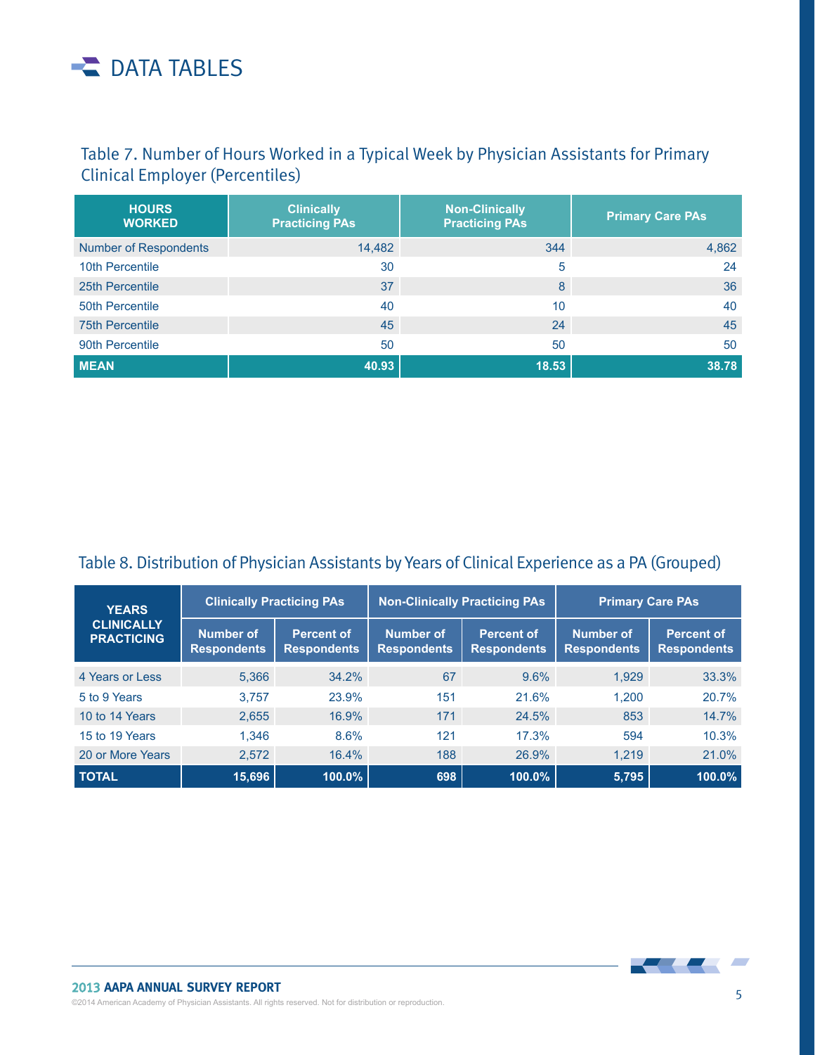# DATA TABLES

## Table 7. Number of Hours Worked in a Typical Week by Physician Assistants for Primary Clinical Employer (Percentiles)

| HOURS WORKED | Clinically Practicing PAs | Non-Clinically Practicing PAs | Primary Care PAs |
|---|---|---|---|
| Number of Respondents | 14,482 | 344 | 4,862 |
| 10th Percentile | 30 | 5 | 24 |
| 25th Percentile | 37 | 8 | 36 |
| 50th Percentile | 40 | 10 | 40 |
| 75th Percentile | 45 | 24 | 45 |
| 90th Percentile | 50 | 50 | 50 |
| **MEAN** | **40.93** | **18.53** | **38.78** |

## Table 8. Distribution of Physician Assistants by Years of Clinical Experience as a PA (Grouped)

| YEARS CLINICALLY PRACTICING | Clinically Practicing PAs | | Non-Clinically Practicing PAs | | Primary Care PAs | |
|---|---|---|---|---|---|---|
| | Number of Respondents | Percent of Respondents | Number of Respondents | Percent of Respondents | Number of Respondents | Percent of Respondents |
| 4 Years or Less | 5,366 | 34.2% | 67 | 9.6% | 1,929 | 33.3% |
| 5 to 9 Years | 3,757 | 23.9% | 151 | 21.6% | 1,200 | 20.7% |
| 10 to 14 Years | 2,655 | 16.9% | 171 | 24.5% | 853 | 14.7% |
| 15 to 19 Years | 1,346 | 8.6% | 121 | 17.3% | 594 | 10.3% |
| 20 or More Years | 2,572 | 16.4% | 188 | 26.9% | 1,219 | 21.0% |
| **TOTAL** | **15,696** | **100.0%** | **698** | **100.0%** | **5,795** | **100.0%** |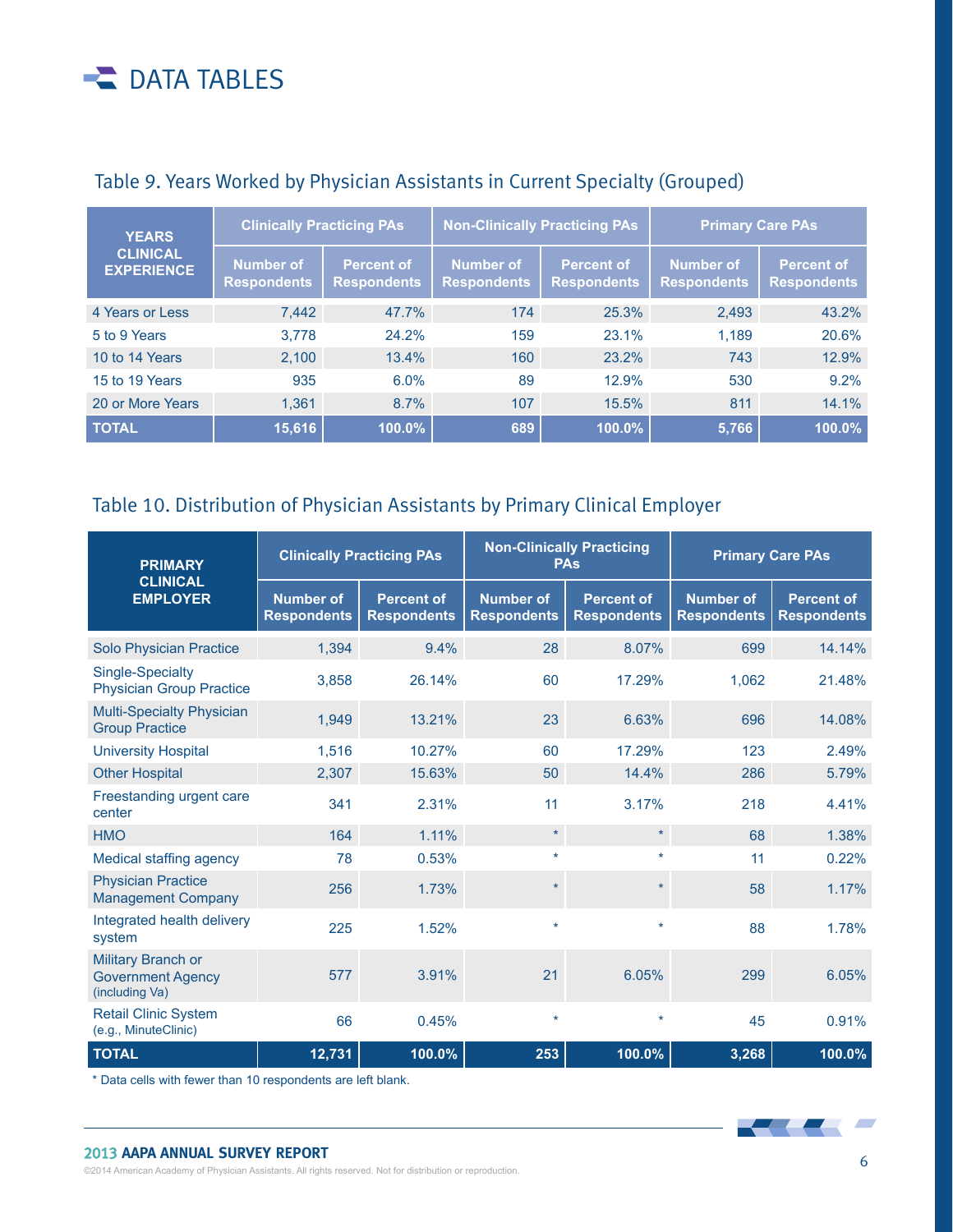# DATA TABLES

## Table 9. Years Worked by Physician Assistants in Current Specialty (Grouped)

| YEARS CLINICAL EXPERIENCE | Clinically Practicing PAs | | Non-Clinically Practicing PAs | | Primary Care PAs | |
|---|---|---|---|---|---|---|
| | Number of Respondents | Percent of Respondents | Number of Respondents | Percent of Respondents | Number of Respondents | Percent of Respondents |
| 4 Years or Less | 7,442 | 47.7% | 174 | 25.3% | 2,493 | 43.2% |
| 5 to 9 Years | 3,778 | 24.2% | 159 | 23.1% | 1,189 | 20.6% |
| 10 to 14 Years | 2,100 | 13.4% | 160 | 23.2% | 743 | 12.9% |
| 15 to 19 Years | 935 | 6.0% | 89 | 12.9% | 530 | 9.2% |
| 20 or More Years | 1,361 | 8.7% | 107 | 15.5% | 811 | 14.1% |
| **TOTAL** | **15,616** | **100.0%** | **689** | **100.0%** | **5,766** | **100.0%** |

## Table 10. Distribution of Physician Assistants by Primary Clinical Employer

| PRIMARY CLINICAL EMPLOYER | Clinically Practicing PAs | | Non-Clinically Practicing PAs | | Primary Care PAs | |
|---|---|---|---|---|---|---|
| | Number of Respondents | Percent of Respondents | Number of Respondents | Percent of Respondents | Number of Respondents | Percent of Respondents |
| Solo Physician Practice | 1,394 | 9.4% | 28 | 8.07% | 699 | 14.14% |
| Single-Specialty Physician Group Practice | 3,858 | 26.14% | 60 | 17.29% | 1,062 | 21.48% |
| Multi-Specialty Physician Group Practice | 1,949 | 13.21% | 23 | 6.63% | 696 | 14.08% |
| University Hospital | 1,516 | 10.27% | 60 | 17.29% | 123 | 2.49% |
| Other Hospital | 2,307 | 15.63% | 50 | 14.4% | 286 | 5.79% |
| Freestanding urgent care center | 341 | 2.31% | 11 | 3.17% | 218 | 4.41% |
| HMO | 164 | 1.11% | * | * | 68 | 1.38% |
| Medical staffing agency | 78 | 0.53% | * | * | 11 | 0.22% |
| Physician Practice Management Company | 256 | 1.73% | * | * | 58 | 1.17% |
| Integrated health delivery system | 225 | 1.52% | * | * | 88 | 1.78% |
| Military Branch or Government Agency (including Va) | 577 | 3.91% | 21 | 6.05% | 299 | 6.05% |
| Retail Clinic System (e.g., MinuteClinic) | 66 | 0.45% | * | * | 45 | 0.91% |
| **TOTAL** | **12,731** | **100.0%** | **253** | **100.0%** | **3,268** | **100.0%** |

* Data cells with fewer than 10 respondents are left blank.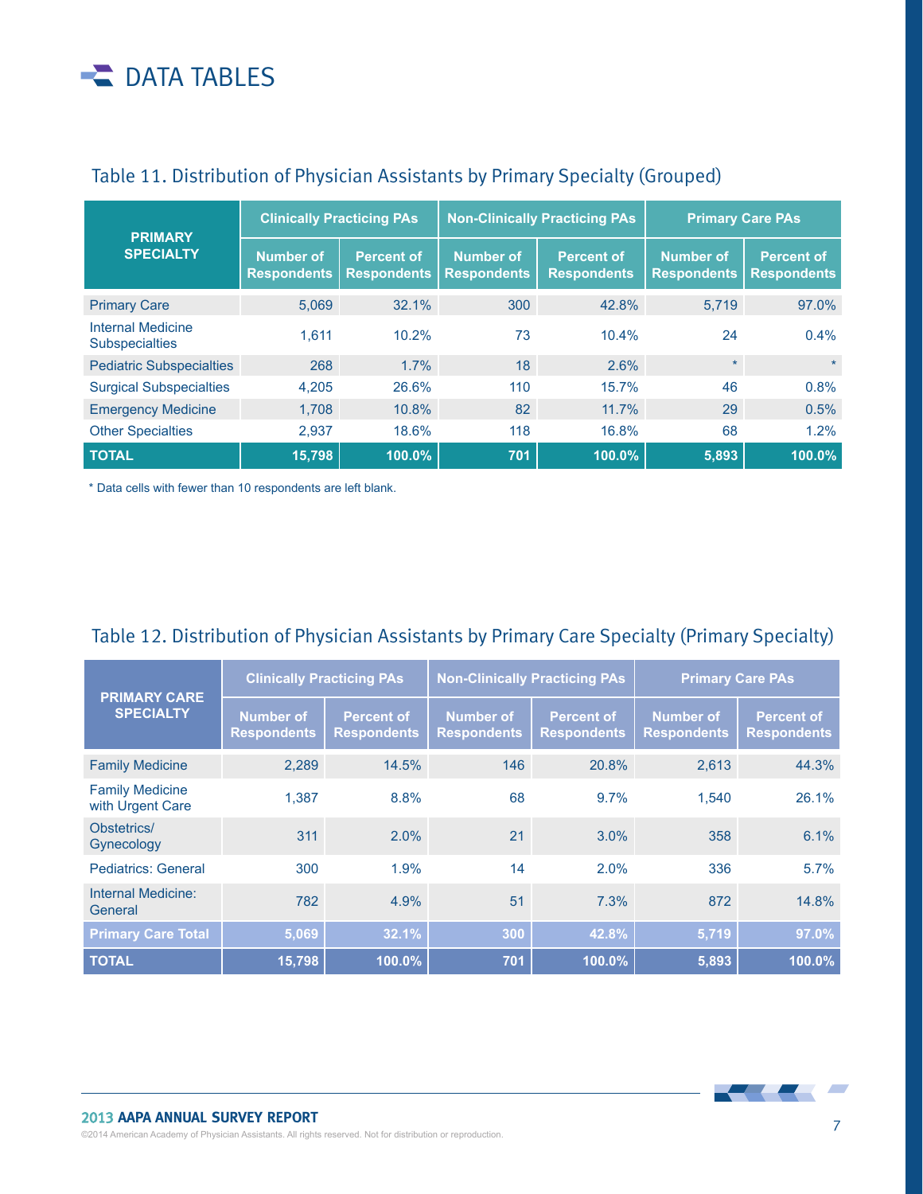# DATA TABLES

## Table 11. Distribution of Physician Assistants by Primary Specialty (Grouped)

| PRIMARY SPECIALTY | Clinically Practicing PAs | | Non-Clinically Practicing PAs | | Primary Care PAs | |
|---|---|---|---|---|---|---|
| | Number of Respondents | Percent of Respondents | Number of Respondents | Percent of Respondents | Number of Respondents | Percent of Respondents |
| Primary Care | 5,069 | 32.1% | 300 | 42.8% | 5,719 | 97.0% |
| Internal Medicine Subspecialties | 1,611 | 10.2% | 73 | 10.4% | 24 | 0.4% |
| Pediatric Subspecialties | 268 | 1.7% | 18 | 2.6% | * | * |
| Surgical Subspecialties | 4,205 | 26.6% | 110 | 15.7% | 46 | 0.8% |
| Emergency Medicine | 1,708 | 10.8% | 82 | 11.7% | 29 | 0.5% |
| Other Specialties | 2,937 | 18.6% | 118 | 16.8% | 68 | 1.2% |
| **TOTAL** | **15,798** | **100.0%** | **701** | **100.0%** | **5,893** | **100.0%** |

* Data cells with fewer than 10 respondents are left blank.

## Table 12. Distribution of Physician Assistants by Primary Care Specialty (Primary Specialty)

| PRIMARY CARE SPECIALTY | Clinically Practicing PAs | | Non-Clinically Practicing PAs | | Primary Care PAs | |
|---|---|---|---|---|---|---|
| | Number of Respondents | Percent of Respondents | Number of Respondents | Percent of Respondents | Number of Respondents | Percent of Respondents |
| Family Medicine | 2,289 | 14.5% | 146 | 20.8% | 2,613 | 44.3% |
| Family Medicine with Urgent Care | 1,387 | 8.8% | 68 | 9.7% | 1,540 | 26.1% |
| Obstetrics/ Gynecology | 311 | 2.0% | 21 | 3.0% | 358 | 6.1% |
| Pediatrics: General | 300 | 1.9% | 14 | 2.0% | 336 | 5.7% |
| Internal Medicine: General | 782 | 4.9% | 51 | 7.3% | 872 | 14.8% |
| **Primary Care Total** | **5,069** | **32.1%** | **300** | **42.8%** | **5,719** | **97.0%** |
| **TOTAL** | **15,798** | **100.0%** | **701** | **100.0%** | **5,893** | **100.0%** |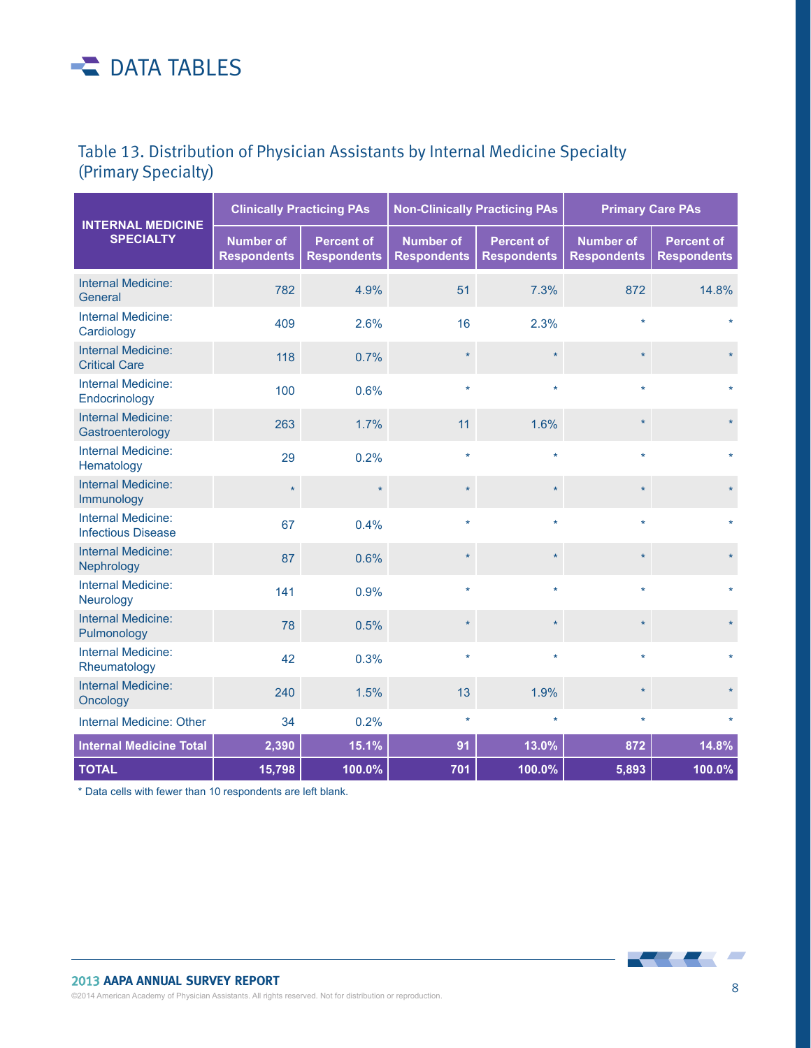# DATA TABLES

## Table 13. Distribution of Physician Assistants by Internal Medicine Specialty (Primary Specialty)

| INTERNAL MEDICINE SPECIALTY | Clinically Practicing PAs | | Non-Clinically Practicing PAs | | Primary Care PAs | |
|---|---|---|---|---|---|---|
| | Number of Respondents | Percent of Respondents | Number of Respondents | Percent of Respondents | Number of Respondents | Percent of Respondents |
| Internal Medicine: General | 782 | 4.9% | 51 | 7.3% | 872 | 14.8% |
| Internal Medicine: Cardiology | 409 | 2.6% | 16 | 2.3% | * | * |
| Internal Medicine: Critical Care | 118 | 0.7% | * | * | * | * |
| Internal Medicine: Endocrinology | 100 | 0.6% | * | * | * | * |
| Internal Medicine: Gastroenterology | 263 | 1.7% | 11 | 1.6% | * | * |
| Internal Medicine: Hematology | 29 | 0.2% | * | * | * | * |
| Internal Medicine: Immunology | * | * | * | * | * | * |
| Internal Medicine: Infectious Disease | 67 | 0.4% | * | * | * | * |
| Internal Medicine: Nephrology | 87 | 0.6% | * | * | * | * |
| Internal Medicine: Neurology | 141 | 0.9% | * | * | * | * |
| Internal Medicine: Pulmonology | 78 | 0.5% | * | * | * | * |
| Internal Medicine: Rheumatology | 42 | 0.3% | * | * | * | * |
| Internal Medicine: Oncology | 240 | 1.5% | 13 | 1.9% | * | * |
| Internal Medicine: Other | 34 | 0.2% | * | * | * | * |
| **Internal Medicine Total** | **2,390** | **15.1%** | **91** | **13.0%** | **872** | **14.8%** |
| **TOTAL** | **15,798** | **100.0%** | **701** | **100.0%** | **5,893** | **100.0%** |

* Data cells with fewer than 10 respondents are left blank.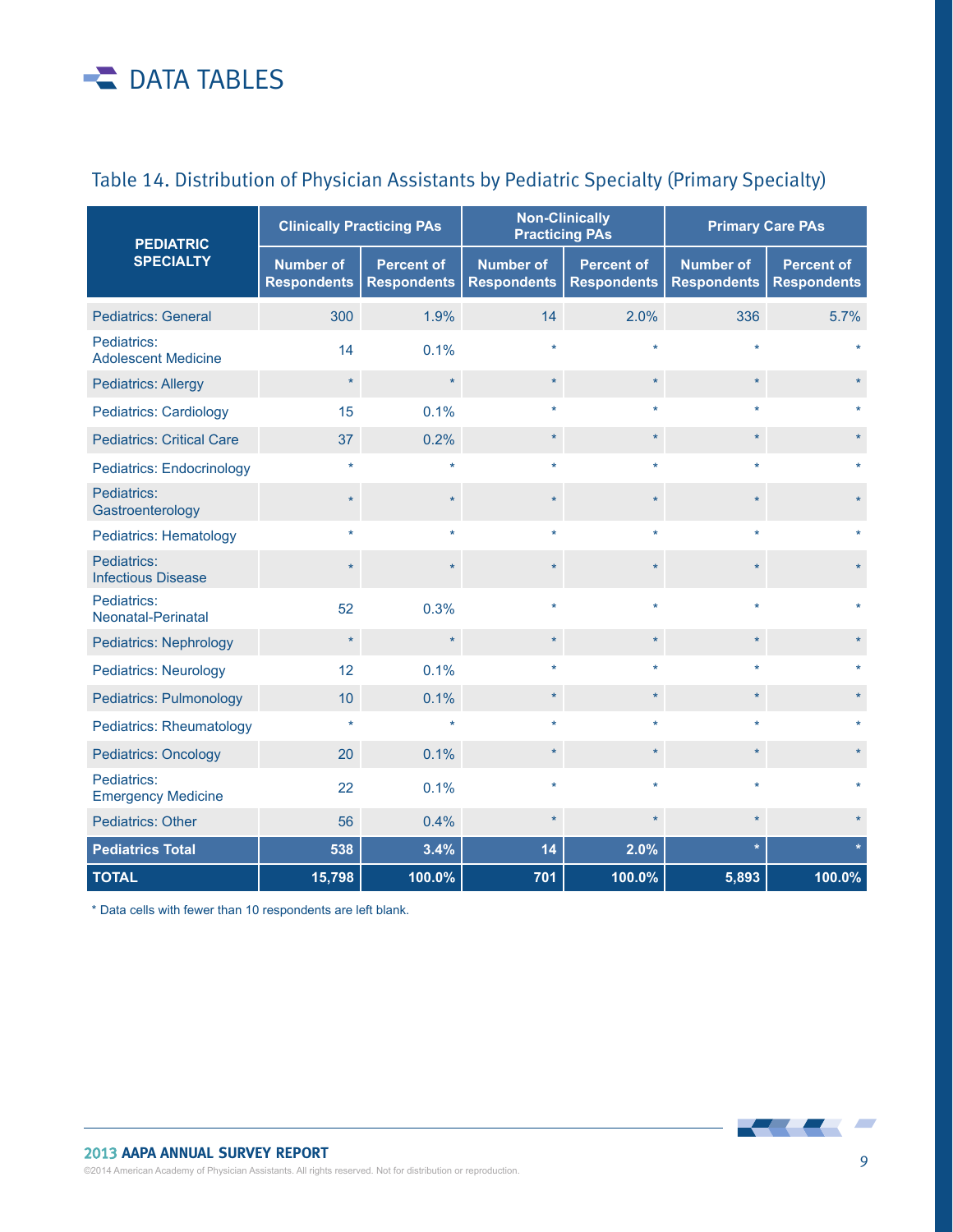# DATA TABLES

## Table 14. Distribution of Physician Assistants by Pediatric Specialty (Primary Specialty)

| PEDIATRIC SPECIALTY | Clinically Practicing PAs | | Non-Clinically Practicing PAs | | Primary Care PAs | |
|---|---|---|---|---|---|---|
| | Number of Respondents | Percent of Respondents | Number of Respondents | Percent of Respondents | Number of Respondents | Percent of Respondents |
| Pediatrics: General | 300 | 1.9% | 14 | 2.0% | 336 | 5.7% |
| Pediatrics: Adolescent Medicine | 14 | 0.1% | * | * | * | * |
| Pediatrics: Allergy | * | * | * | * | * | * |
| Pediatrics: Cardiology | 15 | 0.1% | * | * | * | * |
| Pediatrics: Critical Care | 37 | 0.2% | * | * | * | * |
| Pediatrics: Endocrinology | * | * | * | * | * | * |
| Pediatrics: Gastroenterology | * | * | * | * | * | * |
| Pediatrics: Hematology | * | * | * | * | * | * |
| Pediatrics: Infectious Disease | * | * | * | * | * | * |
| Pediatrics: Neonatal-Perinatal | 52 | 0.3% | * | * | * | * |
| Pediatrics: Nephrology | * | * | * | * | * | * |
| Pediatrics: Neurology | 12 | 0.1% | * | * | * | * |
| Pediatrics: Pulmonology | 10 | 0.1% | * | * | * | * |
| Pediatrics: Rheumatology | * | * | * | * | * | * |
| Pediatrics: Oncology | 20 | 0.1% | * | * | * | * |
| Pediatrics: Emergency Medicine | 22 | 0.1% | * | * | * | * |
| Pediatrics: Other | 56 | 0.4% | * | * | * | * |
| **Pediatrics Total** | **538** | **3.4%** | **14** | **2.0%** | * | * |
| **TOTAL** | **15,798** | **100.0%** | **701** | **100.0%** | **5,893** | **100.0%** |

* Data cells with fewer than 10 respondents are left blank.

2013 AAPA ANNUAL SURVEY REPORT

©2014 American Academy of Physician Assistants. All rights reserved. Not for distribution or reproduction.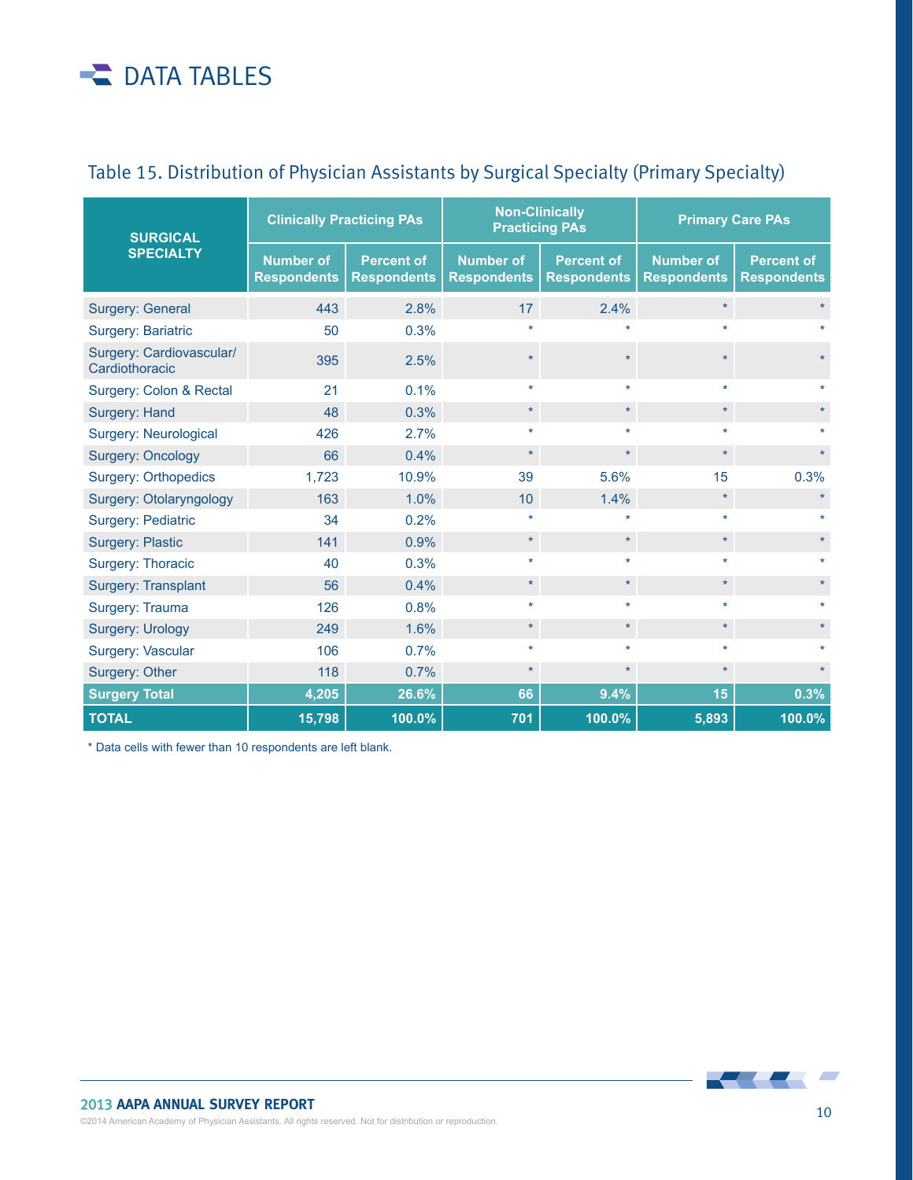# DATA TABLES

## Table 15. Distribution of Physician Assistants by Surgical Specialty (Primary Specialty)

| SURGICAL SPECIALTY | Clinically Practicing PAs | | Non-Clinically Practicing PAs | | Primary Care PAs | |
|---|---|---|---|---|---|---|
| | Number of Respondents | Percent of Respondents | Number of Respondents | Percent of Respondents | Number of Respondents | Percent of Respondents |
| Surgery: General | 443 | 2.8% | 17 | 2.4% | * | * |
| Surgery: Bariatric | 50 | 0.3% | * | * | * | * |
| Surgery: Cardiovascular/ Cardiothoracic | 395 | 2.5% | * | * | * | * |
| Surgery: Colon & Rectal | 21 | 0.1% | * | * | * | * |
| Surgery: Hand | 48 | 0.3% | * | * | * | * |
| Surgery: Neurological | 426 | 2.7% | * | * | * | * |
| Surgery: Oncology | 66 | 0.4% | * | * | * | * |
| Surgery: Orthopedics | 1,723 | 10.9% | 39 | 5.6% | 15 | 0.3% |
| Surgery: Otolaryngology | 163 | 1.0% | 10 | 1.4% | * | * |
| Surgery: Pediatric | 34 | 0.2% | * | * | * | * |
| Surgery: Plastic | 141 | 0.9% | * | * | * | * |
| Surgery: Thoracic | 40 | 0.3% | * | * | * | * |
| Surgery: Transplant | 56 | 0.4% | * | * | * | * |
| Surgery: Trauma | 126 | 0.8% | * | * | * | * |
| Surgery: Urology | 249 | 1.6% | * | * | * | * |
| Surgery: Vascular | 106 | 0.7% | * | * | * | * |
| Surgery: Other | 118 | 0.7% | * | * | * | * |
| **Surgery Total** | **4,205** | **26.6%** | **66** | **9.4%** | **15** | **0.3%** |
| **TOTAL** | **15,798** | **100.0%** | **701** | **100.0%** | **5,893** | **100.0%** |

* Data cells with fewer than 10 respondents are left blank.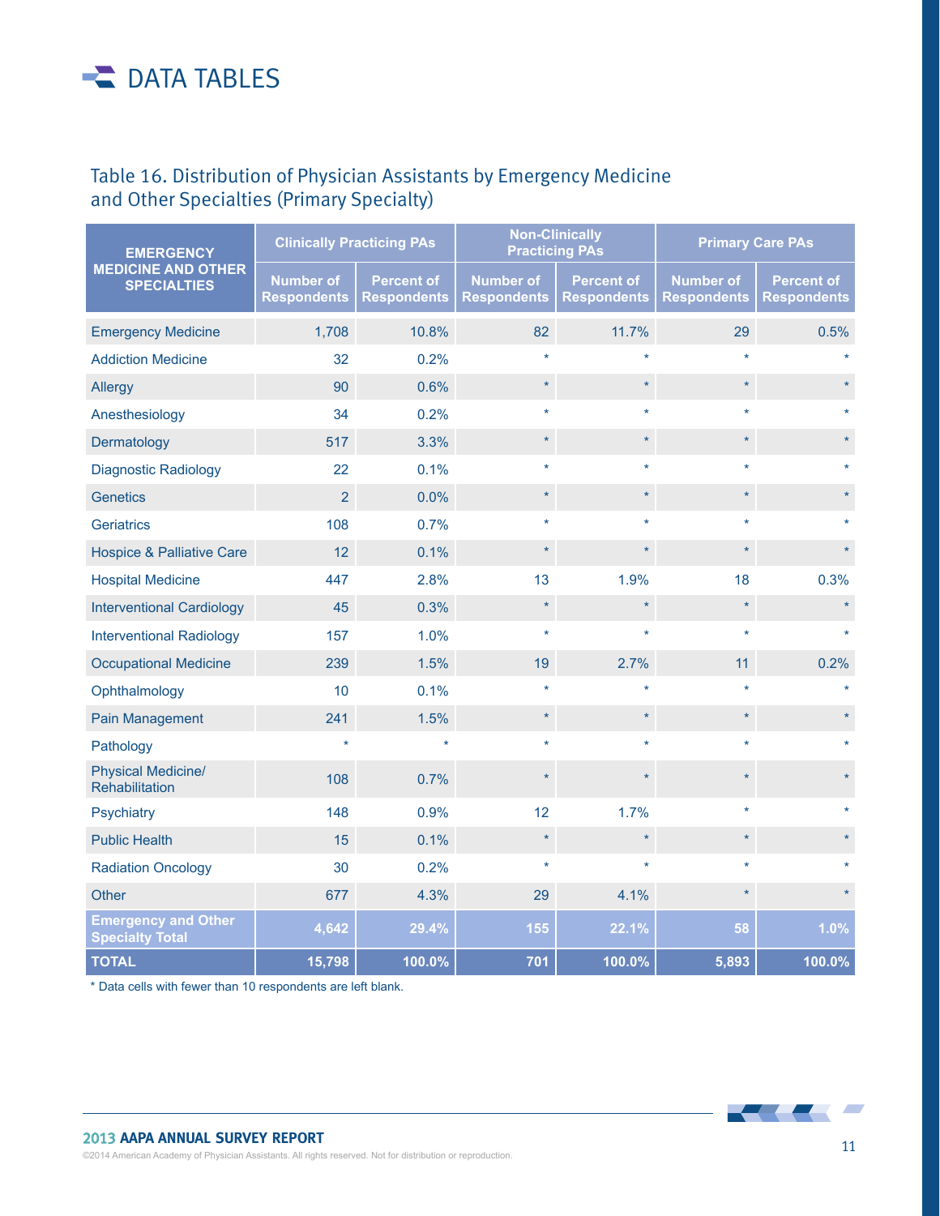# DATA TABLES

## Table 16. Distribution of Physician Assistants by Emergency Medicine and Other Specialties (Primary Specialty)

| EMERGENCY MEDICINE AND OTHER SPECIALTIES | Clinically Practicing PAs | | Non-Clinically Practicing PAs | | Primary Care PAs | |
|---|---|---|---|---|---|---|
| | Number of Respondents | Percent of Respondents | Number of Respondents | Percent of Respondents | Number of Respondents | Percent of Respondents |
| Emergency Medicine | 1,708 | 10.8% | 82 | 11.7% | 29 | 0.5% |
| Addiction Medicine | 32 | 0.2% | * | * | * | * |
| Allergy | 90 | 0.6% | * | * | * | * |
| Anesthesiology | 34 | 0.2% | * | * | * | * |
| Dermatology | 517 | 3.3% | * | * | * | * |
| Diagnostic Radiology | 22 | 0.1% | * | * | * | * |
| Genetics | 2 | 0.0% | * | * | * | * |
| Geriatrics | 108 | 0.7% | * | * | * | * |
| Hospice & Palliative Care | 12 | 0.1% | * | * | * | * |
| Hospital Medicine | 447 | 2.8% | 13 | 1.9% | 18 | 0.3% |
| Interventional Cardiology | 45 | 0.3% | * | * | * | * |
| Interventional Radiology | 157 | 1.0% | * | * | * | * |
| Occupational Medicine | 239 | 1.5% | 19 | 2.7% | 11 | 0.2% |
| Ophthalmology | 10 | 0.1% | * | * | * | * |
| Pain Management | 241 | 1.5% | * | * | * | * |
| Pathology | * | * | * | * | * | * |
| Physical Medicine/ Rehabilitation | 108 | 0.7% | * | * | * | * |
| Psychiatry | 148 | 0.9% | 12 | 1.7% | * | * |
| Public Health | 15 | 0.1% | * | * | * | * |
| Radiation Oncology | 30 | 0.2% | * | * | * | * |
| Other | 677 | 4.3% | 29 | 4.1% | * | * |
| **Emergency and Other Specialty Total** | **4,642** | **29.4%** | **155** | **22.1%** | **58** | **1.0%** |
| **TOTAL** | **15,798** | **100.0%** | **701** | **100.0%** | **5,893** | **100.0%** |

* Data cells with fewer than 10 respondents are left blank.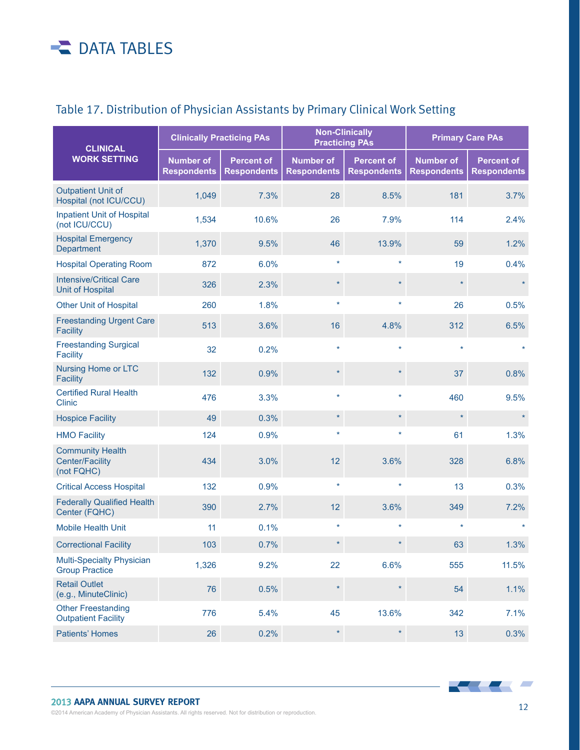# DATA TABLES

## Table 17. Distribution of Physician Assistants by Primary Clinical Work Setting

| CLINICAL WORK SETTING | Clinically Practicing PAs | | Non-Clinically Practicing PAs | | Primary Care PAs | |
|---|---|---|---|---|---|---|
| | Number of Respondents | Percent of Respondents | Number of Respondents | Percent of Respondents | Number of Respondents | Percent of Respondents |
| Outpatient Unit of Hospital (not ICU/CCU) | 1,049 | 7.3% | 28 | 8.5% | 181 | 3.7% |
| Inpatient Unit of Hospital (not ICU/CCU) | 1,534 | 10.6% | 26 | 7.9% | 114 | 2.4% |
| Hospital Emergency Department | 1,370 | 9.5% | 46 | 13.9% | 59 | 1.2% |
| Hospital Operating Room | 872 | 6.0% | * | * | 19 | 0.4% |
| Intensive/Critical Care Unit of Hospital | 326 | 2.3% | * | * | * | * |
| Other Unit of Hospital | 260 | 1.8% | * | * | 26 | 0.5% |
| Freestanding Urgent Care Facility | 513 | 3.6% | 16 | 4.8% | 312 | 6.5% |
| Freestanding Surgical Facility | 32 | 0.2% | * | * | * | * |
| Nursing Home or LTC Facility | 132 | 0.9% | * | * | 37 | 0.8% |
| Certified Rural Health Clinic | 476 | 3.3% | * | * | 460 | 9.5% |
| Hospice Facility | 49 | 0.3% | * | * | * | * |
| HMO Facility | 124 | 0.9% | * | * | 61 | 1.3% |
| Community Health Center/Facility (not FQHC) | 434 | 3.0% | 12 | 3.6% | 328 | 6.8% |
| Critical Access Hospital | 132 | 0.9% | * | * | 13 | 0.3% |
| Federally Qualified Health Center (FQHC) | 390 | 2.7% | 12 | 3.6% | 349 | 7.2% |
| Mobile Health Unit | 11 | 0.1% | * | * | * | * |
| Correctional Facility | 103 | 0.7% | * | * | 63 | 1.3% |
| Multi-Specialty Physician Group Practice | 1,326 | 9.2% | 22 | 6.6% | 555 | 11.5% |
| Retail Outlet (e.g., MinuteClinic) | 76 | 0.5% | * | * | 54 | 1.1% |
| Other Freestanding Outpatient Facility | 776 | 5.4% | 45 | 13.6% | 342 | 7.1% |
| Patients' Homes | 26 | 0.2% | * | * | 13 | 0.3% |

**2013 AAPA ANNUAL SURVEY REPORT**

©2014 American Academy of Physician Assistants. All rights reserved. Not for distribution or reproduction.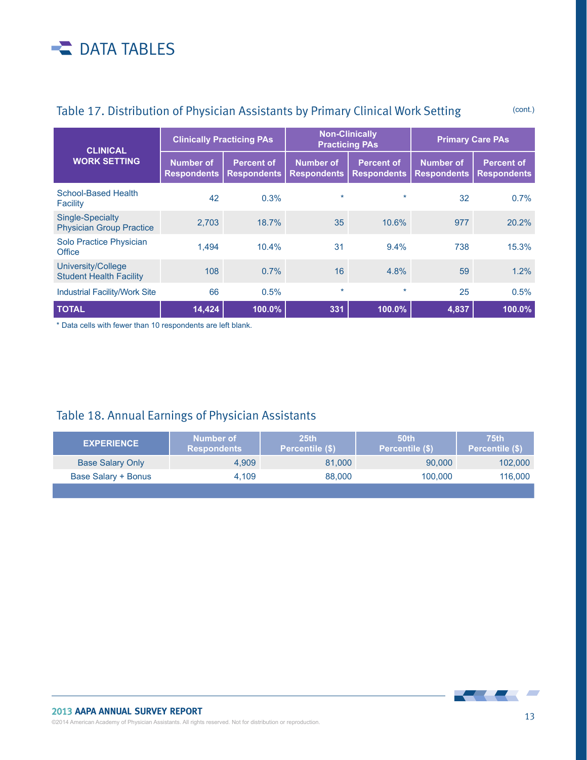# DATA TABLES

## Table 17. Distribution of Physician Assistants by Primary Clinical Work Setting (cont.)

| CLINICAL WORK SETTING | Clinically Practicing PAs | | Non-Clinically Practicing PAs | | Primary Care PAs | |
|---|---|---|---|---|---|---|
| | Number of Respondents | Percent of Respondents | Number of Respondents | Percent of Respondents | Number of Respondents | Percent of Respondents |
| School-Based Health Facility | 42 | 0.3% | * | * | 32 | 0.7% |
| Single-Specialty Physician Group Practice | 2,703 | 18.7% | 35 | 10.6% | 977 | 20.2% |
| Solo Practice Physician Office | 1,494 | 10.4% | 31 | 9.4% | 738 | 15.3% |
| University/College Student Health Facility | 108 | 0.7% | 16 | 4.8% | 59 | 1.2% |
| Industrial Facility/Work Site | 66 | 0.5% | * | * | 25 | 0.5% |
| **TOTAL** | **14,424** | **100.0%** | **331** | **100.0%** | **4,837** | **100.0%** |

* Data cells with fewer than 10 respondents are left blank.

## Table 18. Annual Earnings of Physician Assistants

| EXPERIENCE | Number of Respondents | 25th Percentile ($) | 50th Percentile ($) | 75th Percentile ($) |
|---|---|---|---|---|
| Base Salary Only | 4,909 | 81,000 | 90,000 | 102,000 |
| Base Salary + Bonus | 4,109 | 88,000 | 100,000 | 116,000 |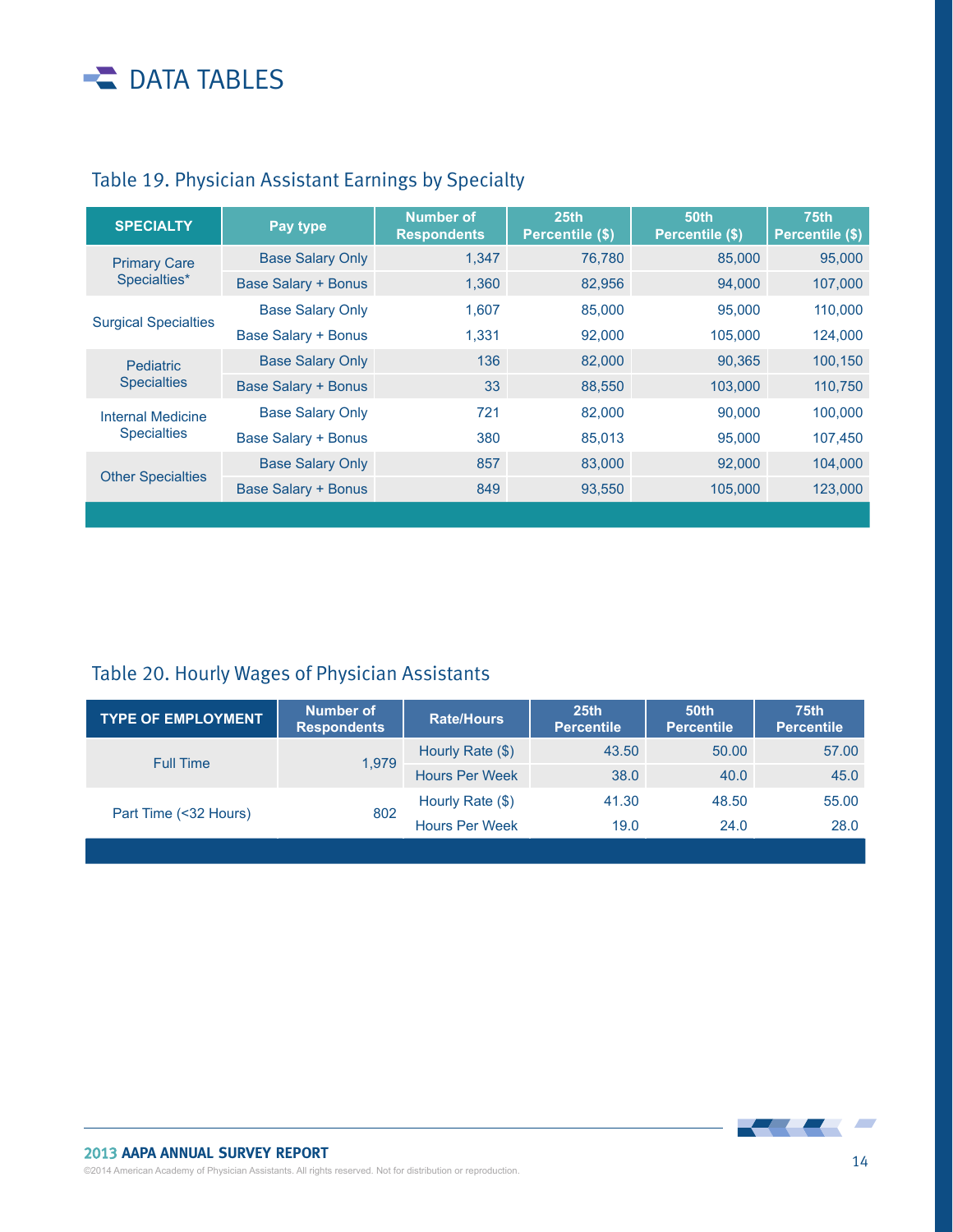# DATA TABLES

## Table 19. Physician Assistant Earnings by Specialty

| SPECIALTY | Pay type | Number of Respondents | 25th Percentile ($) | 50th Percentile ($) | 75th Percentile ($) |
|---|---|---|---|---|---|
| Primary Care Specialties* | Base Salary Only | 1,347 | 76,780 | 85,000 | 95,000 |
| | Base Salary + Bonus | 1,360 | 82,956 | 94,000 | 107,000 |
| Surgical Specialties | Base Salary Only | 1,607 | 85,000 | 95,000 | 110,000 |
| | Base Salary + Bonus | 1,331 | 92,000 | 105,000 | 124,000 |
| Pediatric Specialties | Base Salary Only | 136 | 82,000 | 90,365 | 100,150 |
| | Base Salary + Bonus | 33 | 88,550 | 103,000 | 110,750 |
| Internal Medicine Specialties | Base Salary Only | 721 | 82,000 | 90,000 | 100,000 |
| | Base Salary + Bonus | 380 | 85,013 | 95,000 | 107,450 |
| Other Specialties | Base Salary Only | 857 | 83,000 | 92,000 | 104,000 |
| | Base Salary + Bonus | 849 | 93,550 | 105,000 | 123,000 |

## Table 20. Hourly Wages of Physician Assistants

| TYPE OF EMPLOYMENT | Number of Respondents | Rate/Hours | 25th Percentile | 50th Percentile | 75th Percentile |
|---|---|---|---|---|---|
| Full Time | 1,979 | Hourly Rate ($) | 43.50 | 50.00 | 57.00 |
| | | Hours Per Week | 38.0 | 40.0 | 45.0 |
| Part Time (<32 Hours) | 802 | Hourly Rate ($) | 41.30 | 48.50 | 55.00 |
| | | Hours Per Week | 19.0 | 24.0 | 28.0 |

2013 AAPA ANNUAL SURVEY REPORT

©2014 American Academy of Physician Assistants. All rights reserved. Not for distribution or reproduction.